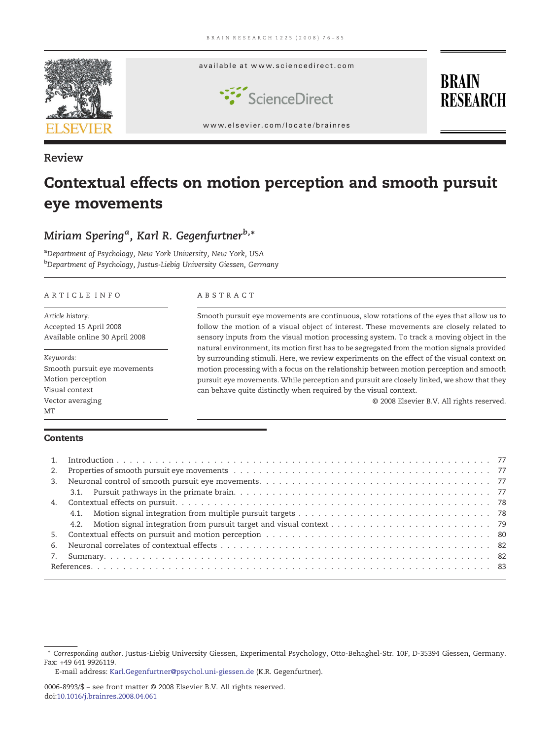Review

# Contextual effects on motion perception and smooth pursuit eye movements

*Miriam Spering*[a], *Karl R. Gegenfurtner*[b,*]

[a]*Department of Psychology, New York University, New York, USA*
[b]*Department of Psychology, Justus-Liebig University Giessen, Germany*

## ARTICLE INFO

*Article history:*
Accepted 15 April 2008
Available online 30 April 2008

*Keywords:*
Smooth pursuit eye movements
Motion perception
Visual context
Vector averaging
MT

## ABSTRACT

Smooth pursuit eye movements are continuous, slow rotations of the eyes that allow us to follow the motion of a visual object of interest. These movements are closely related to sensory inputs from the visual motion processing system. To track a moving object in the natural environment, its motion first has to be segregated from the motion signals provided by surrounding stimuli. Here, we review experiments on the effect of the visual context on motion processing with a focus on the relationship between motion perception and smooth pursuit eye movements. While perception and pursuit are closely linked, we show that they can behave quite distinctly when required by the visual context.

© 2008 Elsevier B.V. All rights reserved.

## Contents

1. Introduction . . . 77
2. Properties of smooth pursuit eye movements . . . 77
3. Neuronal control of smooth pursuit eye movements . . . 77
   - 3.1. Pursuit pathways in the primate brain . . . 77
4. Contextual effects on pursuit . . . 78
   - 4.1. Motion signal integration from multiple pursuit targets . . . 78
   - 4.2. Motion signal integration from pursuit target and visual context . . . 79
5. Contextual effects on pursuit and motion perception . . . 80
6. Neuronal correlates of contextual effects . . . 82
7. Summary . . . 82

References . . . 83

---

* *Corresponding author.* Justus-Liebig University Giessen, Experimental Psychology, Otto-Behaghel-Str. 10F, D-35394 Giessen, Germany. Fax: +49 641 9926119.
E-mail address: Karl.Gegenfurtner@psychol.uni-giessen.de (K.R. Gegenfurtner).

0006-8993/$ – see front matter © 2008 Elsevier B.V. All rights reserved.
doi:10.1016/j.brainres.2008.04.061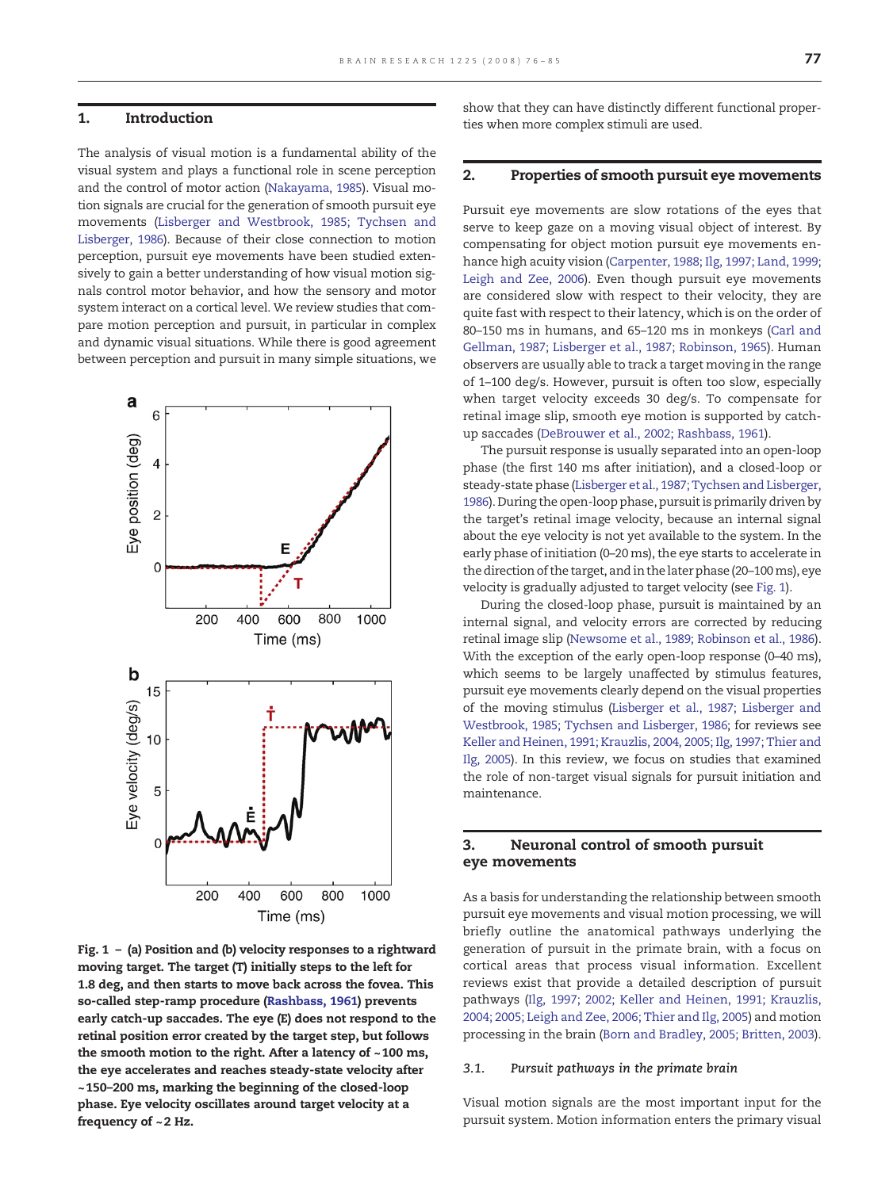## 1. Introduction

The analysis of visual motion is a fundamental ability of the visual system and plays a functional role in scene perception and the control of motor action (Nakayama, 1985). Visual motion signals are crucial for the generation of smooth pursuit eye movements (Lisberger and Westbrook, 1985; Tychsen and Lisberger, 1986). Because of their close connection to motion perception, pursuit eye movements have been studied extensively to gain a better understanding of how visual motion signals control motor behavior, and how the sensory and motor system interact on a cortical level. We review studies that compare motion perception and pursuit, in particular in complex and dynamic visual situations. While there is good agreement between perception and pursuit in many simple situations, we show that they can have distinctly different functional properties when more complex stimuli are used.

**Fig. 1 – (a) Position and (b) velocity responses to a rightward moving target. The target (T) initially steps to the left for 1.8 deg, and then starts to move back across the fovea. This so-called step-ramp procedure (Rashbass, 1961) prevents early catch-up saccades. The eye (E) does not respond to the retinal position error created by the target step, but follows the smooth motion to the right. After a latency of ~100 ms, the eye accelerates and reaches steady-state velocity after ~150–200 ms, marking the beginning of the closed-loop phase. Eye velocity oscillates around target velocity at a frequency of ~2 Hz.**

## 2. Properties of smooth pursuit eye movements

Pursuit eye movements are slow rotations of the eyes that serve to keep gaze on a moving visual object of interest. By compensating for object motion pursuit eye movements enhance high acuity vision (Carpenter, 1988; Ilg, 1997; Land, 1999; Leigh and Zee, 2006). Even though pursuit eye movements are considered slow with respect to their velocity, they are quite fast with respect to their latency, which is on the order of 80–150 ms in humans, and 65–120 ms in monkeys (Carl and Gellman, 1987; Lisberger et al., 1987; Robinson, 1965). Human observers are usually able to track a target moving in the range of 1–100 deg/s. However, pursuit is often too slow, especially when target velocity exceeds 30 deg/s. To compensate for retinal image slip, smooth eye motion is supported by catch-up saccades (DeBrouwer et al., 2002; Rashbass, 1961).

The pursuit response is usually separated into an open-loop phase (the first 140 ms after initiation), and a closed-loop or steady-state phase (Lisberger et al., 1987; Tychsen and Lisberger, 1986). During the open-loop phase, pursuit is primarily driven by the target's retinal image velocity, because an internal signal about the eye velocity is not yet available to the system. In the early phase of initiation (0–20 ms), the eye starts to accelerate in the direction of the target, and in the later phase (20–100 ms), eye velocity is gradually adjusted to target velocity (see Fig. 1).

During the closed-loop phase, pursuit is maintained by an internal signal, and velocity errors are corrected by reducing retinal image slip (Newsome et al., 1989; Robinson et al., 1986). With the exception of the early open-loop response (0–40 ms), which seems to be largely unaffected by stimulus features, pursuit eye movements clearly depend on the visual properties of the moving stimulus (Lisberger et al., 1987; Lisberger and Westbrook, 1985; Tychsen and Lisberger, 1986; for reviews see Keller and Heinen, 1991; Krauzlis, 2004, 2005; Ilg, 1997; Thier and Ilg, 2005). In this review, we focus on studies that examined the role of non-target visual signals for pursuit initiation and maintenance.

## 3. Neuronal control of smooth pursuit eye movements

As a basis for understanding the relationship between smooth pursuit eye movements and visual motion processing, we will briefly outline the anatomical pathways underlying the generation of pursuit in the primate brain, with a focus on cortical areas that process visual information. Excellent reviews exist that provide a detailed description of pursuit pathways (Ilg, 1997; 2002; Keller and Heinen, 1991; Krauzlis, 2004; 2005; Leigh and Zee, 2006; Thier and Ilg, 2005) and motion processing in the brain (Born and Bradley, 2005; Britten, 2003).

### 3.1. *Pursuit pathways in the primate brain*

Visual motion signals are the most important input for the pursuit system. Motion information enters the primary visual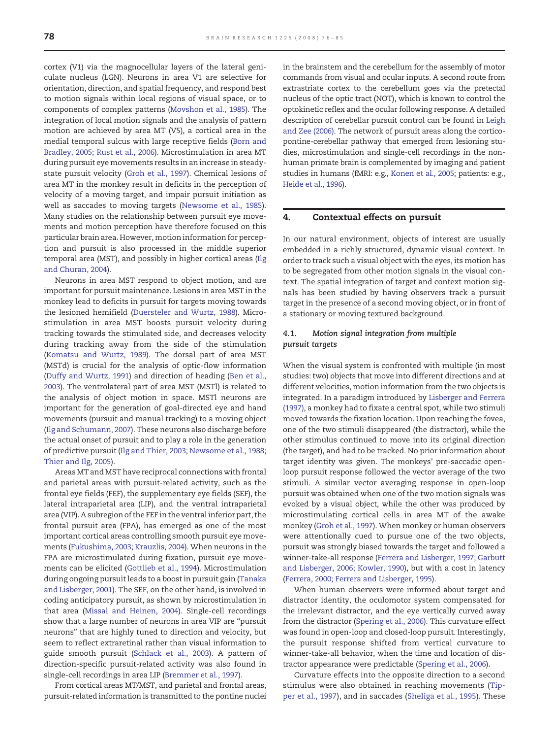cortex (V1) via the magnocellular layers of the lateral geniculate nucleus (LGN). Neurons in area V1 are selective for orientation, direction, and spatial frequency, and respond best to motion signals within local regions of visual space, or to components of complex patterns (Movshon et al., 1985). The integration of local motion signals and the analysis of pattern motion are achieved by area MT (V5), a cortical area in the medial temporal sulcus with large receptive fields (Born and Bradley, 2005; Rust et al., 2006). Microstimulation in area MT during pursuit eye movements results in an increase in steady-state pursuit velocity (Groh et al., 1997). Chemical lesions of area MT in the monkey result in deficits in the perception of velocity of a moving target, and impair pursuit initiation as well as saccades to moving targets (Newsome et al., 1985). Many studies on the relationship between pursuit eye movements and motion perception have therefore focused on this particular brain area. However, motion information for perception and pursuit is also processed in the middle superior temporal area (MST), and possibly in higher cortical areas (Ilg and Churan, 2004).

Neurons in area MST respond to object motion, and are important for pursuit maintenance. Lesions in area MST in the monkey lead to deficits in pursuit for targets moving towards the lesioned hemifield (Duersteler and Wurtz, 1988). Microstimulation in area MST boosts pursuit velocity during tracking towards the stimulated side, and decreases velocity during tracking away from the side of the stimulation (Komatsu and Wurtz, 1989). The dorsal part of area MST (MSTd) is crucial for the analysis of optic-flow information (Duffy and Wurtz, 1991) and direction of heading (Ben et al., 2003). The ventrolateral part of area MST (MSTl) is related to the analysis of object motion in space. MSTl neurons are important for the generation of goal-directed eye and hand movements (pursuit and manual tracking) to a moving object (Ilg and Schumann, 2007). These neurons also discharge before the actual onset of pursuit and to play a role in the generation of predictive pursuit (Ilg and Thier, 2003; Newsome et al., 1988; Thier and Ilg, 2005).

Areas MT and MST have reciprocal connections with frontal and parietal areas with pursuit-related activity, such as the frontal eye fields (FEF), the supplementary eye fields (SEF), the lateral intraparietal area (LIP), and the ventral intraparietal area (VIP). A subregion of the FEF in the ventral inferior part, the frontal pursuit area (FPA), has emerged as one of the most important cortical areas controlling smooth pursuit eye movements (Fukushima, 2003; Krauzlis, 2004). When neurons in the FPA are microstimulated during fixation, pursuit eye movements can be elicited (Gottlieb et al., 1994). Microstimulation during ongoing pursuit leads to a boost in pursuit gain (Tanaka and Lisberger, 2001). The SEF, on the other hand, is involved in coding anticipatory pursuit, as shown by microstimulation in that area (Missal and Heinen, 2004). Single-cell recordings show that a large number of neurons in area VIP are "pursuit neurons" that are highly tuned to direction and velocity, but seem to reflect extraretinal rather than visual information to guide smooth pursuit (Schlack et al., 2003). A pattern of direction-specific pursuit-related activity was also found in single-cell recordings in area LIP (Bremmer et al., 1997).

From cortical areas MT/MST, and parietal and frontal areas, pursuit-related information is transmitted to the pontine nuclei in the brainstem and the cerebellum for the assembly of motor commands from visual and ocular inputs. A second route from extrastriate cortex to the cerebellum goes via the pretectal nucleus of the optic tract (NOT), which is known to control the optokinetic reflex and the ocular following response. A detailed description of cerebellar pursuit control can be found in Leigh and Zee (2006). The network of pursuit areas along the cortico-pontine-cerebellar pathway that emerged from lesioning studies, microstimulation and single-cell recordings in the non-human primate brain is complemented by imaging and patient studies in humans (fMRI: e.g., Konen et al., 2005; patients: e.g., Heide et al., 1996).

## 4. Contextual effects on pursuit

In our natural environment, objects of interest are usually embedded in a richly structured, dynamic visual context. In order to track such a visual object with the eyes, its motion has to be segregated from other motion signals in the visual context. The spatial integration of target and context motion signals has been studied by having observers track a pursuit target in the presence of a second moving object, or in front of a stationary or moving textured background.

### 4.1. Motion signal integration from multiple pursuit targets

When the visual system is confronted with multiple (in most studies: two) objects that move into different directions and at different velocities, motion information from the two objects is integrated. In a paradigm introduced by Lisberger and Ferrera (1997), a monkey had to fixate a central spot, while two stimuli moved towards the fixation location. Upon reaching the fovea, one of the two stimuli disappeared (the distractor), while the other stimulus continued to move into its original direction (the target), and had to be tracked. No prior information about target identity was given. The monkeys' pre-saccadic open-loop pursuit response followed the vector average of the two stimuli. A similar vector averaging response in open-loop pursuit was obtained when one of the two motion signals was evoked by a visual object, while the other was produced by microstimulating cortical cells in area MT of the awake monkey (Groh et al., 1997). When monkey or human observers were attentionally cued to pursue one of the two objects, pursuit was strongly biased towards the target and followed a winner-take-all response (Ferrera and Lisberger, 1997; Garbutt and Lisberger, 2006; Kowler, 1990), but with a cost in latency (Ferrera, 2000; Ferrera and Lisberger, 1995).

When human observers were informed about target and distractor identity, the oculomotor system compensated for the irrelevant distractor, and the eye vertically curved away from the distractor (Spering et al., 2006). This curvature effect was found in open-loop and closed-loop pursuit. Interestingly, the pursuit response shifted from vertical curvature to winner-take-all behavior, when the time and location of distractor appearance were predictable (Spering et al., 2006).

Curvature effects into the opposite direction to a second stimulus were also obtained in reaching movements (Tipper et al., 1997), and in saccades (Sheliga et al., 1995). These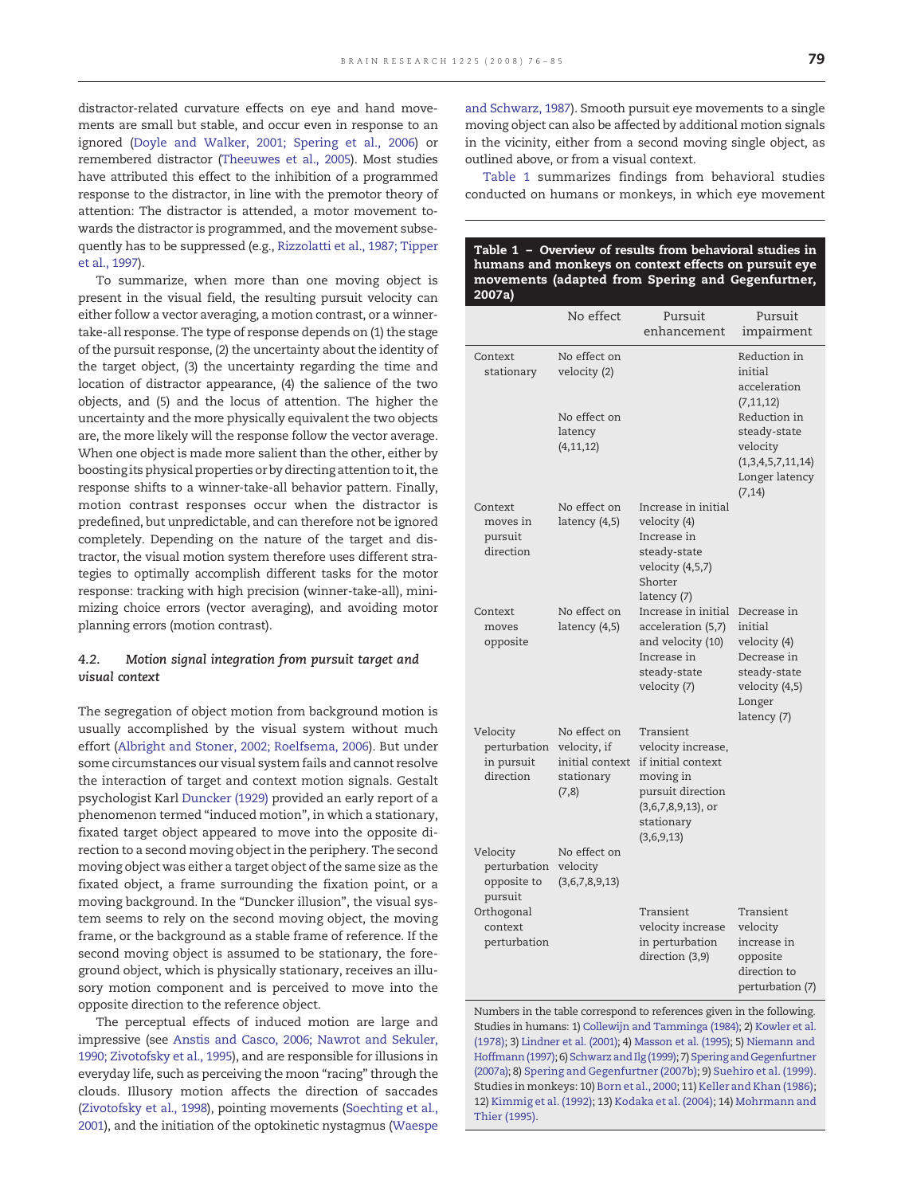distractor-related curvature effects on eye and hand movements are small but stable, and occur even in response to an ignored (Doyle and Walker, 2001; Spering et al., 2006) or remembered distractor (Theeuwes et al., 2005). Most studies have attributed this effect to the inhibition of a programmed response to the distractor, in line with the premotor theory of attention: The distractor is attended, a motor movement towards the distractor is programmed, and the movement subsequently has to be suppressed (e.g., Rizzolatti et al., 1987; Tipper et al., 1997).

To summarize, when more than one moving object is present in the visual field, the resulting pursuit velocity can either follow a vector averaging, a motion contrast, or a winner-take-all response. The type of response depends on (1) the stage of the pursuit response, (2) the uncertainty about the identity of the target object, (3) the uncertainty regarding the time and location of distractor appearance, (4) the salience of the two objects, and (5) and the locus of attention. The higher the uncertainty and the more physically equivalent the two objects are, the more likely will the response follow the vector average. When one object is made more salient than the other, either by boosting its physical properties or by directing attention to it, the response shifts to a winner-take-all behavior pattern. Finally, motion contrast responses occur when the distractor is predefined, but unpredictable, and can therefore not be ignored completely. Depending on the nature of the target and distractor, the visual motion system therefore uses different strategies to optimally accomplish different tasks for the motor response: tracking with high precision (winner-take-all), minimizing choice errors (vector averaging), and avoiding motor planning errors (motion contrast).

### 4.2. *Motion signal integration from pursuit target and visual context*

The segregation of object motion from background motion is usually accomplished by the visual system without much effort (Albright and Stoner, 2002; Roelfsema, 2006). But under some circumstances our visual system fails and cannot resolve the interaction of target and context motion signals. Gestalt psychologist Karl Duncker (1929) provided an early report of a phenomenon termed "induced motion", in which a stationary, fixated target object appeared to move into the opposite direction to a second moving object in the periphery. The second moving object was either a target object of the same size as the fixated object, a frame surrounding the fixation point, or a moving background. In the "Duncker illusion", the visual system seems to rely on the second moving object, the moving frame, or the background as a stable frame of reference. If the second moving object is assumed to be stationary, the foreground object, which is physically stationary, receives an illusory motion component and is perceived to move into the opposite direction to the reference object.

The perceptual effects of induced motion are large and impressive (see Anstis and Casco, 2006; Nawrot and Sekuler, 1990; Zivotofsky et al., 1995), and are responsible for illusions in everyday life, such as perceiving the moon "racing" through the clouds. Illusory motion affects the direction of saccades (Zivotofsky et al., 1998), pointing movements (Soechting et al., 2001), and the initiation of the optokinetic nystagmus (Waespe and Schwarz, 1987). Smooth pursuit eye movements to a single moving object can also be affected by additional motion signals in the vicinity, either from a second moving single object, as outlined above, or from a visual context.

Table 1 summarizes findings from behavioral studies conducted on humans or monkeys, in which eye movement

**Table 1 – Overview of results from behavioral studies in humans and monkeys on context effects on pursuit eye movements (adapted from Spering and Gegenfurtner, 2007a)**

| | No effect | Pursuit enhancement | Pursuit impairment |
|---|---|---|---|
| Context stationary | No effect on velocity (2) No effect on latency (4,11,12) | | Reduction in initial acceleration (7,11,12) Reduction in steady-state velocity (1,3,4,5,7,11,14) Longer latency (7,14) |
| Context moves in pursuit direction | No effect on latency (4,5) | Increase in initial velocity (4) Increase in steady-state velocity (4,5,7) Shorter latency (7) | |
| Context moves opposite | No effect on latency (4,5) | Increase in initial acceleration (5,7) and velocity (10) Increase in steady-state velocity (7) | Decrease in initial velocity (4) Decrease in steady-state velocity (4,5) Longer latency (7) |
| Velocity perturbation in pursuit direction | No effect on velocity, if initial context stationary (7,8) | Transient velocity increase, if initial context moving in pursuit direction (3,6,7,8,9,13), or stationary (3,6,9,13) | |
| Velocity perturbation opposite to pursuit | No effect on velocity (3,6,7,8,9,13) | | |
| Orthogonal context perturbation | | Transient velocity increase in perturbation direction (3,9) | Transient velocity increase in opposite direction to perturbation (7) |

Numbers in the table correspond to references given in the following. Studies in humans: 1) Collewijn and Tamminga (1984); 2) Kowler et al. (1978); 3) Lindner et al. (2001); 4) Masson et al. (1995); 5) Niemann and Hoffmann (1997); 6) Schwarz and Ilg (1999); 7) Spering and Gegenfurtner (2007a); 8) Spering and Gegenfurtner (2007b); 9) Suehiro et al. (1999). Studies in monkeys: 10) Born et al., 2000; 11) Keller and Khan (1986); 12) Kimmig et al. (1992); 13) Kodaka et al. (2004); 14) Mohrmann and Thier (1995).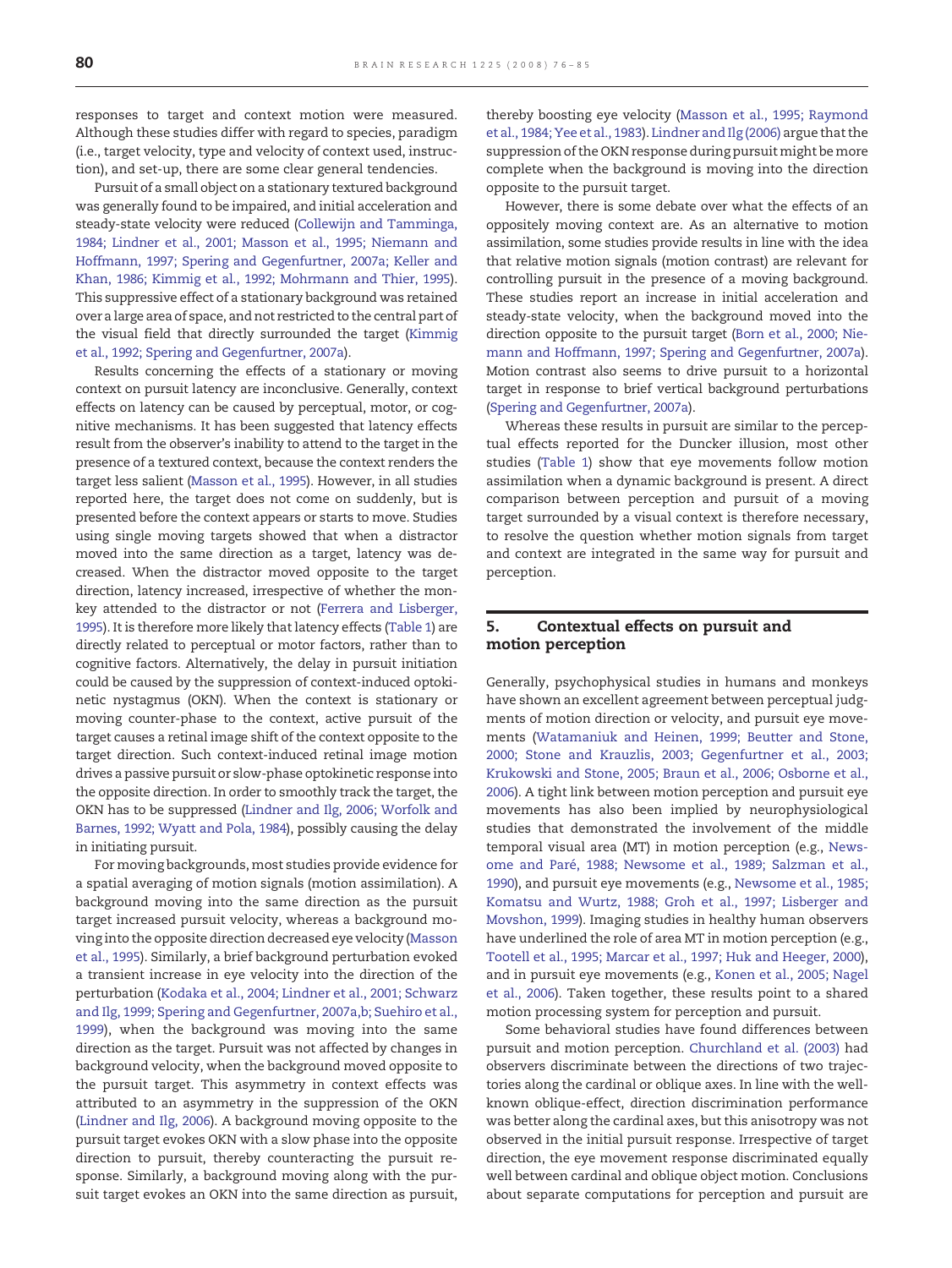responses to target and context motion were measured. Although these studies differ with regard to species, paradigm (i.e., target velocity, type and velocity of context used, instruction), and set-up, there are some clear general tendencies.

Pursuit of a small object on a stationary textured background was generally found to be impaired, and initial acceleration and steady-state velocity were reduced (Collewijn and Tamminga, 1984; Lindner et al., 2001; Masson et al., 1995; Niemann and Hoffmann, 1997; Spering and Gegenfurtner, 2007a; Keller and Khan, 1986; Kimmig et al., 1992; Mohrmann and Thier, 1995). This suppressive effect of a stationary background was retained over a large area of space, and not restricted to the central part of the visual field that directly surrounded the target (Kimmig et al., 1992; Spering and Gegenfurtner, 2007a).

Results concerning the effects of a stationary or moving context on pursuit latency are inconclusive. Generally, context effects on latency can be caused by perceptual, motor, or cognitive mechanisms. It has been suggested that latency effects result from the observer's inability to attend to the target in the presence of a textured context, because the context renders the target less salient (Masson et al., 1995). However, in all studies reported here, the target does not come on suddenly, but is presented before the context appears or starts to move. Studies using single moving targets showed that when a distractor moved into the same direction as a target, latency was decreased. When the distractor moved opposite to the target direction, latency increased, irrespective of whether the monkey attended to the distractor or not (Ferrera and Lisberger, 1995). It is therefore more likely that latency effects (Table 1) are directly related to perceptual or motor factors, rather than to cognitive factors. Alternatively, the delay in pursuit initiation could be caused by the suppression of context-induced optokinetic nystagmus (OKN). When the context is stationary or moving counter-phase to the context, active pursuit of the target causes a retinal image shift of the context opposite to the target direction. Such context-induced retinal image motion drives a passive pursuit or slow-phase optokinetic response into the opposite direction. In order to smoothly track the target, the OKN has to be suppressed (Lindner and Ilg, 2006; Worfolk and Barnes, 1992; Wyatt and Pola, 1984), possibly causing the delay in initiating pursuit.

For moving backgrounds, most studies provide evidence for a spatial averaging of motion signals (motion assimilation). A background moving into the same direction as the pursuit target increased pursuit velocity, whereas a background moving into the opposite direction decreased eye velocity (Masson et al., 1995). Similarly, a brief background perturbation evoked a transient increase in eye velocity into the direction of the perturbation (Kodaka et al., 2004; Lindner et al., 2001; Schwarz and Ilg, 1999; Spering and Gegenfurtner, 2007a,b; Suehiro et al., 1999), when the background was moving into the same direction as the target. Pursuit was not affected by changes in background velocity, when the background moved opposite to the pursuit target. This asymmetry in context effects was attributed to an asymmetry in the suppression of the OKN (Lindner and Ilg, 2006). A background moving opposite to the pursuit target evokes OKN with a slow phase into the opposite direction to pursuit, thereby counteracting the pursuit response. Similarly, a background moving along with the pursuit target evokes an OKN into the same direction as pursuit, thereby boosting eye velocity (Masson et al., 1995; Raymond et al., 1984; Yee et al., 1983). Lindner and Ilg (2006) argue that the suppression of the OKN response during pursuit might be more complete when the background is moving into the direction opposite to the pursuit target.

However, there is some debate over what the effects of an oppositely moving context are. As an alternative to motion assimilation, some studies provide results in line with the idea that relative motion signals (motion contrast) are relevant for controlling pursuit in the presence of a moving background. These studies report an increase in initial acceleration and steady-state velocity, when the background moved into the direction opposite to the pursuit target (Born et al., 2000; Niemann and Hoffmann, 1997; Spering and Gegenfurtner, 2007a). Motion contrast also seems to drive pursuit to a horizontal target in response to brief vertical background perturbations (Spering and Gegenfurtner, 2007a).

Whereas these results in pursuit are similar to the perceptual effects reported for the Duncker illusion, most other studies (Table 1) show that eye movements follow motion assimilation when a dynamic background is present. A direct comparison between perception and pursuit of a moving target surrounded by a visual context is therefore necessary, to resolve the question whether motion signals from target and context are integrated in the same way for pursuit and perception.

## 5. Contextual effects on pursuit and motion perception

Generally, psychophysical studies in humans and monkeys have shown an excellent agreement between perceptual judgments of motion direction or velocity, and pursuit eye movements (Watamaniuk and Heinen, 1999; Beutter and Stone, 2000; Stone and Krauzlis, 2003; Gegenfurtner et al., 2003; Krukowski and Stone, 2005; Braun et al., 2006; Osborne et al., 2006). A tight link between motion perception and pursuit eye movements has also been implied by neurophysiological studies that demonstrated the involvement of the middle temporal visual area (MT) in motion perception (e.g., Newsome and Paré, 1988; Newsome et al., 1989; Salzman et al., 1990), and pursuit eye movements (e.g., Newsome et al., 1985; Komatsu and Wurtz, 1988; Groh et al., 1997; Lisberger and Movshon, 1999). Imaging studies in healthy human observers have underlined the role of area MT in motion perception (e.g., Tootell et al., 1995; Marcar et al., 1997; Huk and Heeger, 2000), and in pursuit eye movements (e.g., Konen et al., 2005; Nagel et al., 2006). Taken together, these results point to a shared motion processing system for perception and pursuit.

Some behavioral studies have found differences between pursuit and motion perception. Churchland et al. (2003) had observers discriminate between the directions of two trajectories along the cardinal or oblique axes. In line with the well-known oblique-effect, direction discrimination performance was better along the cardinal axes, but this anisotropy was not observed in the initial pursuit response. Irrespective of target direction, the eye movement response discriminated equally well between cardinal and oblique object motion. Conclusions about separate computations for perception and pursuit are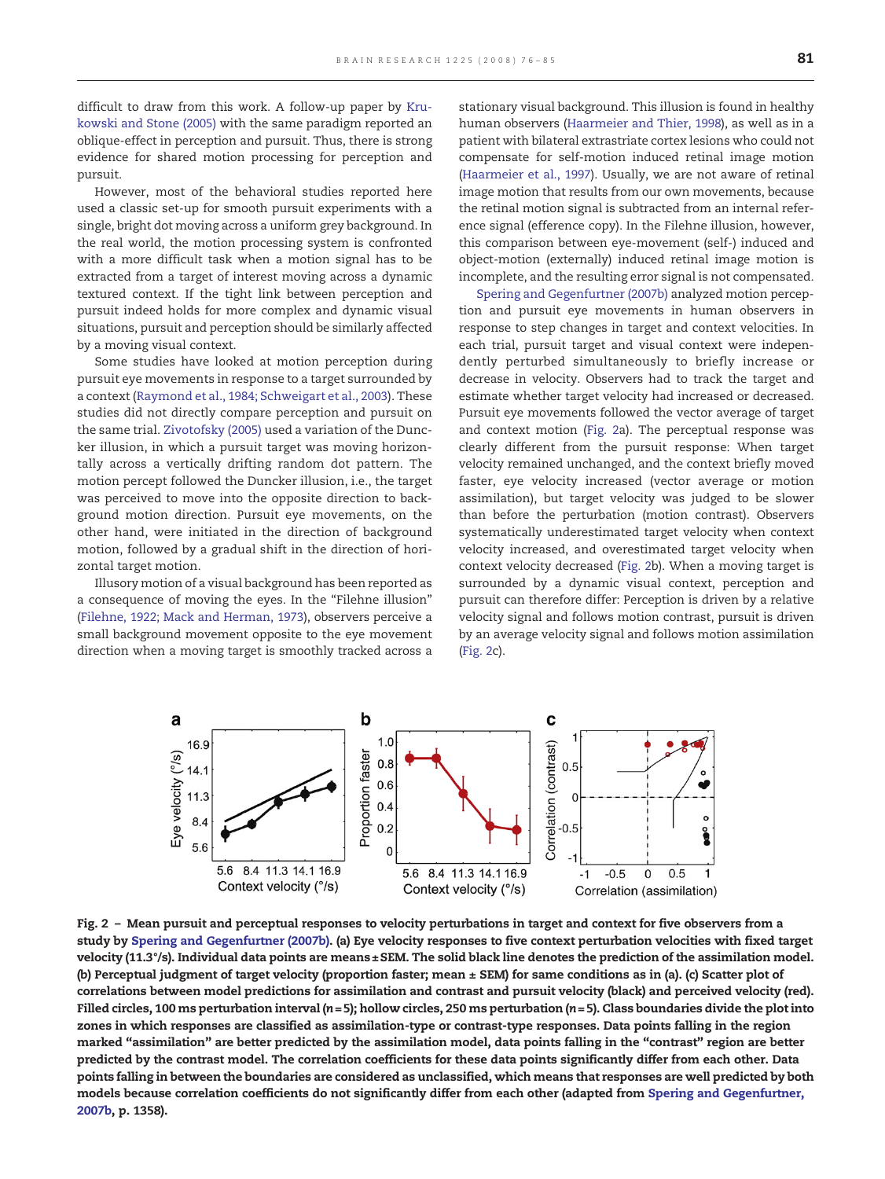difficult to draw from this work. A follow-up paper by Krukowski and Stone (2005) with the same paradigm reported an oblique-effect in perception and pursuit. Thus, there is strong evidence for shared motion processing for perception and pursuit.

However, most of the behavioral studies reported here used a classic set-up for smooth pursuit experiments with a single, bright dot moving across a uniform grey background. In the real world, the motion processing system is confronted with a more difficult task when a motion signal has to be extracted from a target of interest moving across a dynamic textured context. If the tight link between perception and pursuit indeed holds for more complex and dynamic visual situations, pursuit and perception should be similarly affected by a moving visual context.

Some studies have looked at motion perception during pursuit eye movements in response to a target surrounded by a context (Raymond et al., 1984; Schweigart et al., 2003). These studies did not directly compare perception and pursuit on the same trial. Zivotofsky (2005) used a variation of the Duncker illusion, in which a pursuit target was moving horizontally across a vertically drifting random dot pattern. The motion percept followed the Duncker illusion, i.e., the target was perceived to move into the opposite direction to background motion direction. Pursuit eye movements, on the other hand, were initiated in the direction of background motion, followed by a gradual shift in the direction of horizontal target motion.

Illusory motion of a visual background has been reported as a consequence of moving the eyes. In the "Filehne illusion" (Filehne, 1922; Mack and Herman, 1973), observers perceive a small background movement opposite to the eye movement direction when a moving target is smoothly tracked across a stationary visual background. This illusion is found in healthy human observers (Haarmeier and Thier, 1998), as well as in a patient with bilateral extrastriate cortex lesions who could not compensate for self-motion induced retinal image motion (Haarmeier et al., 1997). Usually, we are not aware of retinal image motion that results from our own movements, because the retinal motion signal is subtracted from an internal reference signal (efference copy). In the Filehne illusion, however, this comparison between eye-movement (self-) induced and object-motion (externally) induced retinal image motion is incomplete, and the resulting error signal is not compensated.

Spering and Gegenfurtner (2007b) analyzed motion perception and pursuit eye movements in human observers in response to step changes in target and context velocities. In each trial, pursuit target and visual context were independently perturbed simultaneously to briefly increase or decrease in velocity. Observers had to track the target and estimate whether target velocity had increased or decreased. Pursuit eye movements followed the vector average of target and context motion (Fig. 2a). The perceptual response was clearly different from the pursuit response: When target velocity remained unchanged, and the context briefly moved faster, eye velocity increased (vector average or motion assimilation), but target velocity was judged to be slower than before the perturbation (motion contrast). Observers systematically underestimated target velocity when context velocity increased, and overestimated target velocity when context velocity decreased (Fig. 2b). When a moving target is surrounded by a dynamic visual context, perception and pursuit can therefore differ: Perception is driven by a relative velocity signal and follows motion contrast, pursuit is driven by an average velocity signal and follows motion assimilation (Fig. 2c).

**Fig. 2 – Mean pursuit and perceptual responses to velocity perturbations in target and context for five observers from a study by Spering and Gegenfurtner (2007b). (a) Eye velocity responses to five context perturbation velocities with fixed target velocity (11.3°/s). Individual data points are means ± SEM. The solid black line denotes the prediction of the assimilation model. (b) Perceptual judgment of target velocity (proportion faster; mean ± SEM) for same conditions as in (a). (c) Scatter plot of correlations between model predictions for assimilation and contrast and pursuit velocity (black) and perceived velocity (red). Filled circles, 100 ms perturbation interval ($n$ = 5); hollow circles, 250 ms perturbation ($n$ = 5). Class boundaries divide the plot into zones in which responses are classified as assimilation-type or contrast-type responses. Data points falling in the region marked "assimilation" are better predicted by the assimilation model, data points falling in the "contrast" region are better predicted by the contrast model. The correlation coefficients for these data points significantly differ from each other. Data points falling in between the boundaries are considered as unclassified, which means that responses are well predicted by both models because correlation coefficients do not significantly differ from each other (adapted from Spering and Gegenfurtner, 2007b, p. 1358).**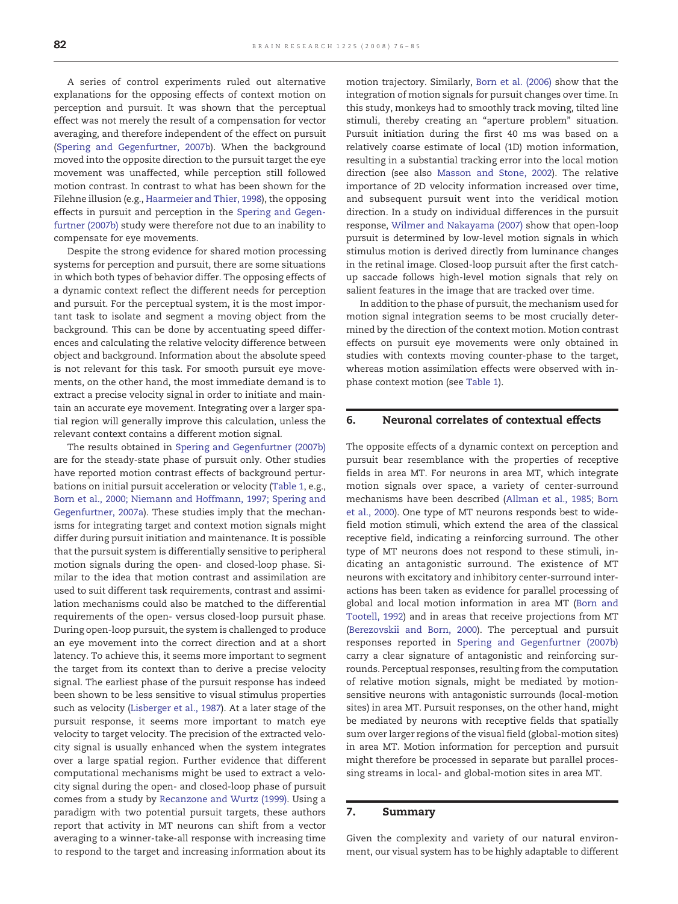A series of control experiments ruled out alternative explanations for the opposing effects of context motion on perception and pursuit. It was shown that the perceptual effect was not merely the result of a compensation for vector averaging, and therefore independent of the effect on pursuit (Spering and Gegenfurtner, 2007b). When the background moved into the opposite direction to the pursuit target the eye movement was unaffected, while perception still followed motion contrast. In contrast to what has been shown for the Filehne illusion (e.g., Haarmeier and Thier, 1998), the opposing effects in pursuit and perception in the Spering and Gegenfurtner (2007b) study were therefore not due to an inability to compensate for eye movements.

Despite the strong evidence for shared motion processing systems for perception and pursuit, there are some situations in which both types of behavior differ. The opposing effects of a dynamic context reflect the different needs for perception and pursuit. For the perceptual system, it is the most important task to isolate and segment a moving object from the background. This can be done by accentuating speed differences and calculating the relative velocity difference between object and background. Information about the absolute speed is not relevant for this task. For smooth pursuit eye movements, on the other hand, the most immediate demand is to extract a precise velocity signal in order to initiate and maintain an accurate eye movement. Integrating over a larger spatial region will generally improve this calculation, unless the relevant context contains a different motion signal.

The results obtained in Spering and Gegenfurtner (2007b) are for the steady-state phase of pursuit only. Other studies have reported motion contrast effects of background perturbations on initial pursuit acceleration or velocity (Table 1, e.g., Born et al., 2000; Niemann and Hoffmann, 1997; Spering and Gegenfurtner, 2007a). These studies imply that the mechanisms for integrating target and context motion signals might differ during pursuit initiation and maintenance. It is possible that the pursuit system is differentially sensitive to peripheral motion signals during the open- and closed-loop phase. Similar to the idea that motion contrast and assimilation are used to suit different task requirements, contrast and assimilation mechanisms could also be matched to the differential requirements of the open- versus closed-loop pursuit phase. During open-loop pursuit, the system is challenged to produce an eye movement into the correct direction and at a short latency. To achieve this, it seems more important to segment the target from its context than to derive a precise velocity signal. The earliest phase of the pursuit response has indeed been shown to be less sensitive to visual stimulus properties such as velocity (Lisberger et al., 1987). At a later stage of the pursuit response, it seems more important to match eye velocity to target velocity. The precision of the extracted velocity signal is usually enhanced when the system integrates over a large spatial region. Further evidence that different computational mechanisms might be used to extract a velocity signal during the open- and closed-loop phase of pursuit comes from a study by Recanzone and Wurtz (1999). Using a paradigm with two potential pursuit targets, these authors report that activity in MT neurons can shift from a vector averaging to a winner-take-all response with increasing time to respond to the target and increasing information about its motion trajectory. Similarly, Born et al. (2006) show that the integration of motion signals for pursuit changes over time. In this study, monkeys had to smoothly track moving, tilted line stimuli, thereby creating an "aperture problem" situation. Pursuit initiation during the first 40 ms was based on a relatively coarse estimate of local (1D) motion information, resulting in a substantial tracking error into the local motion direction (see also Masson and Stone, 2002). The relative importance of 2D velocity information increased over time, and subsequent pursuit went into the veridical motion direction. In a study on individual differences in the pursuit response, Wilmer and Nakayama (2007) show that open-loop pursuit is determined by low-level motion signals in which stimulus motion is derived directly from luminance changes in the retinal image. Closed-loop pursuit after the first catch-up saccade follows high-level motion signals that rely on salient features in the image that are tracked over time.

In addition to the phase of pursuit, the mechanism used for motion signal integration seems to be most crucially determined by the direction of the context motion. Motion contrast effects on pursuit eye movements were only obtained in studies with contexts moving counter-phase to the target, whereas motion assimilation effects were observed with in-phase context motion (see Table 1).

## 6. Neuronal correlates of contextual effects

The opposite effects of a dynamic context on perception and pursuit bear resemblance with the properties of receptive fields in area MT. For neurons in area MT, which integrate motion signals over space, a variety of center-surround mechanisms have been described (Allman et al., 1985; Born et al., 2000). One type of MT neurons responds best to wide-field motion stimuli, which extend the area of the classical receptive field, indicating a reinforcing surround. The other type of MT neurons does not respond to these stimuli, indicating an antagonistic surround. The existence of MT neurons with excitatory and inhibitory center-surround interactions has been taken as evidence for parallel processing of global and local motion information in area MT (Born and Tootell, 1992) and in areas that receive projections from MT (Berezovskii and Born, 2000). The perceptual and pursuit responses reported in Spering and Gegenfurtner (2007b) carry a clear signature of antagonistic and reinforcing surrounds. Perceptual responses, resulting from the computation of relative motion signals, might be mediated by motion-sensitive neurons with antagonistic surrounds (local-motion sites) in area MT. Pursuit responses, on the other hand, might be mediated by neurons with receptive fields that spatially sum over larger regions of the visual field (global-motion sites) in area MT. Motion information for perception and pursuit might therefore be processed in separate but parallel processing streams in local- and global-motion sites in area MT.

## 7. Summary

Given the complexity and variety of our natural environment, our visual system has to be highly adaptable to different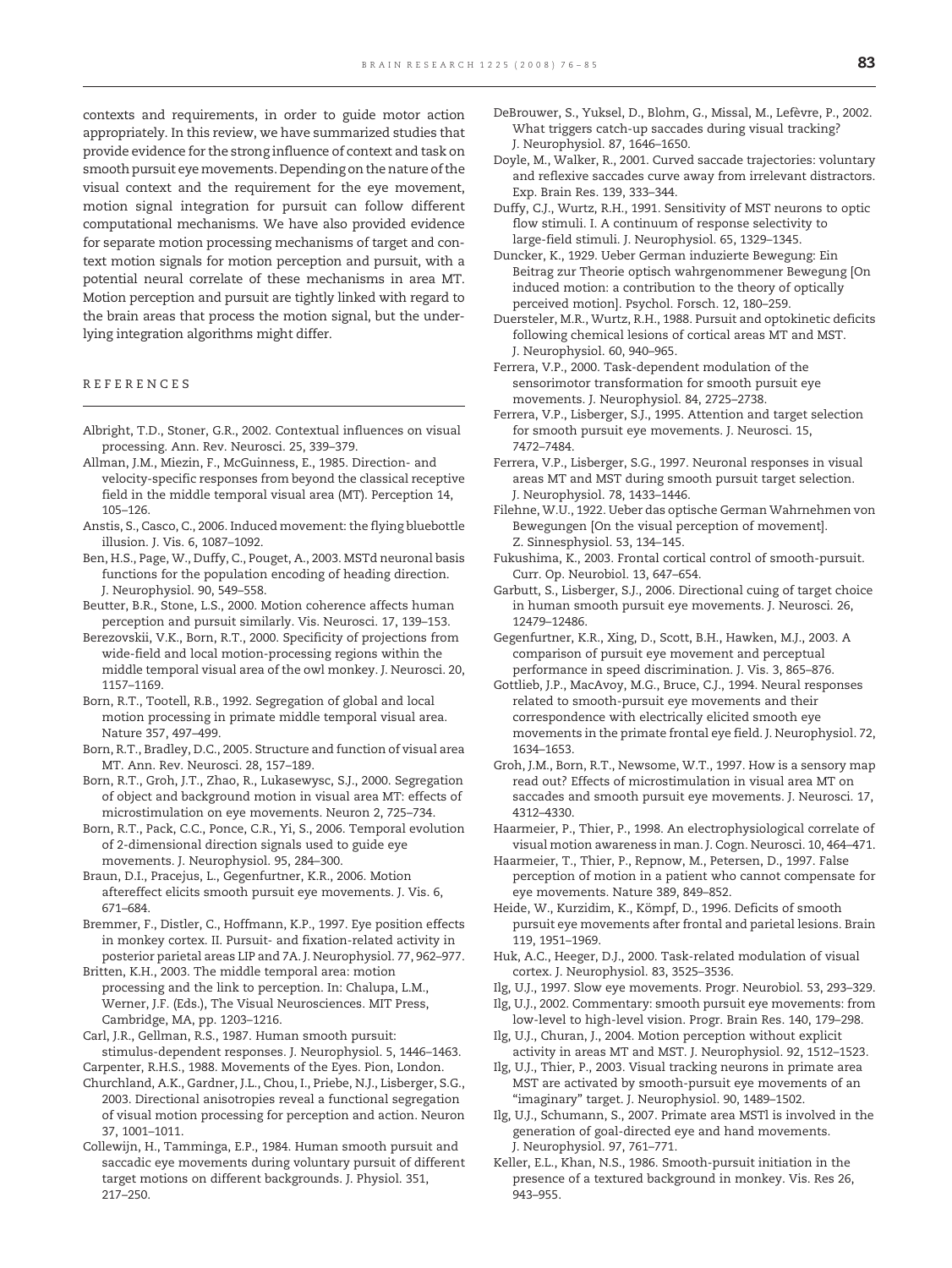contexts and requirements, in order to guide motor action appropriately. In this review, we have summarized studies that provide evidence for the strong influence of context and task on smooth pursuit eye movements. Depending on the nature of the visual context and the requirement for the eye movement, motion signal integration for pursuit can follow different computational mechanisms. We have also provided evidence for separate motion processing mechanisms of target and context motion signals for motion perception and pursuit, with a potential neural correlate of these mechanisms in area MT. Motion perception and pursuit are tightly linked with regard to the brain areas that process the motion signal, but the underlying integration algorithms might differ.

## REFERENCES

Albright, T.D., Stoner, G.R., 2002. Contextual influences on visual processing. Ann. Rev. Neurosci. 25, 339–379.

Allman, J.M., Miezin, F., McGuinness, E., 1985. Direction- and velocity-specific responses from beyond the classical receptive field in the middle temporal visual area (MT). Perception 14, 105–126.

Anstis, S., Casco, C., 2006. Induced movement: the flying bluebottle illusion. J. Vis. 6, 1087–1092.

Ben, H.S., Page, W., Duffy, C., Pouget, A., 2003. MSTd neuronal basis functions for the population encoding of heading direction. J. Neurophysiol. 90, 549–558.

Beutter, B.R., Stone, L.S., 2000. Motion coherence affects human perception and pursuit similarly. Vis. Neurosci. 17, 139–153.

Berezovskii, V.K., Born, R.T., 2000. Specificity of projections from wide-field and local motion-processing regions within the middle temporal visual area of the owl monkey. J. Neurosci. 20, 1157–1169.

Born, R.T., Tootell, R.B., 1992. Segregation of global and local motion processing in primate middle temporal visual area. Nature 357, 497–499.

Born, R.T., Bradley, D.C., 2005. Structure and function of visual area MT. Ann. Rev. Neurosci. 28, 157–189.

Born, R.T., Groh, J.T., Zhao, R., Lukasewysc, S.J., 2000. Segregation of object and background motion in visual area MT: effects of microstimulation on eye movements. Neuron 2, 725–734.

Born, R.T., Pack, C.C., Ponce, C.R., Yi, S., 2006. Temporal evolution of 2-dimensional direction signals used to guide eye movements. J. Neurophysiol. 95, 284–300.

Braun, D.I., Pracejus, L., Gegenfurtner, K.R., 2006. Motion aftereffect elicits smooth pursuit eye movements. J. Vis. 6, 671–684.

Bremmer, F., Distler, C., Hoffmann, K.P., 1997. Eye position effects in monkey cortex. II. Pursuit- and fixation-related activity in posterior parietal areas LIP and 7A. J. Neurophysiol. 77, 962–977.

Britten, K.H., 2003. The middle temporal area: motion processing and the link to perception. In: Chalupa, L.M., Werner, J.F. (Eds.), The Visual Neurosciences. MIT Press, Cambridge, MA, pp. 1203–1216.

Carl, J.R., Gellman, R.S., 1987. Human smooth pursuit: stimulus-dependent responses. J. Neurophysiol. 5, 1446–1463.

Carpenter, R.H.S., 1988. Movements of the Eyes. Pion, London.

Churchland, A.K., Gardner, J.L., Chou, I., Priebe, N.J., Lisberger, S.G., 2003. Directional anisotropies reveal a functional segregation of visual motion processing for perception and action. Neuron 37, 1001–1011.

Collewijn, H., Tamminga, E.P., 1984. Human smooth pursuit and saccadic eye movements during voluntary pursuit of different target motions on different backgrounds. J. Physiol. 351, 217–250.

DeBrouwer, S., Yuksel, D., Blohm, G., Missal, M., Lefèvre, P., 2002. What triggers catch-up saccades during visual tracking? J. Neurophysiol. 87, 1646–1650.

Doyle, M., Walker, R., 2001. Curved saccade trajectories: voluntary and reflexive saccades curve away from irrelevant distractors. Exp. Brain Res. 139, 333–344.

Duffy, C.J., Wurtz, R.H., 1991. Sensitivity of MST neurons to optic flow stimuli. I. A continuum of response selectivity to large-field stimuli. J. Neurophysiol. 65, 1329–1345.

Duncker, K., 1929. Ueber German induzierte Bewegung: Ein Beitrag zur Theorie optisch wahrgenommener Bewegung [On induced motion: a contribution to the theory of optically perceived motion]. Psychol. Forsch. 12, 180–259.

Duersteler, M.R., Wurtz, R.H., 1988. Pursuit and optokinetic deficits following chemical lesions of cortical areas MT and MST. J. Neurophysiol. 60, 940–965.

Ferrera, V.P., 2000. Task-dependent modulation of the sensorimotor transformation for smooth pursuit eye movements. J. Neurophysiol. 84, 2725–2738.

Ferrera, V.P., Lisberger, S.J., 1995. Attention and target selection for smooth pursuit eye movements. J. Neurosci. 15, 7472–7484.

Ferrera, V.P., Lisberger, S.G., 1997. Neuronal responses in visual areas MT and MST during smooth pursuit target selection. J. Neurophysiol. 78, 1433–1446.

Filehne, W.U., 1922. Ueber das optische German Wahrnehmen von Bewegungen [On the visual perception of movement]. Z. Sinnesphysiol. 53, 134–145.

Fukushima, K., 2003. Frontal cortical control of smooth-pursuit. Curr. Op. Neurobiol. 13, 647–654.

Garbutt, S., Lisberger, S.J., 2006. Directional cuing of target choice in human smooth pursuit eye movements. J. Neurosci. 26, 12479–12486.

Gegenfurtner, K.R., Xing, D., Scott, B.H., Hawken, M.J., 2003. A comparison of pursuit eye movement and perceptual performance in speed discrimination. J. Vis. 3, 865–876.

Gottlieb, J.P., MacAvoy, M.G., Bruce, C.J., 1994. Neural responses related to smooth-pursuit eye movements and their correspondence with electrically elicited smooth eye movements in the primate frontal eye field. J. Neurophysiol. 72, 1634–1653.

Groh, J.M., Born, R.T., Newsome, W.T., 1997. How is a sensory map read out? Effects of microstimulation in visual area MT on saccades and smooth pursuit eye movements. J. Neurosci. 17, 4312–4330.

Haarmeier, P., Thier, P., 1998. An electrophysiological correlate of visual motion awareness in man. J. Cogn. Neurosci. 10, 464–471.

Haarmeier, T., Thier, P., Repnow, M., Petersen, D., 1997. False perception of motion in a patient who cannot compensate for eye movements. Nature 389, 849–852.

Heide, W., Kurzidim, K., Kömpf, D., 1996. Deficits of smooth pursuit eye movements after frontal and parietal lesions. Brain 119, 1951–1969.

Huk, A.C., Heeger, D.J., 2000. Task-related modulation of visual cortex. J. Neurophysiol. 83, 3525–3536.

Ilg, U.J., 1997. Slow eye movements. Progr. Neurobiol. 53, 293–329.

Ilg, U.J., 2002. Commentary: smooth pursuit eye movements: from low-level to high-level vision. Progr. Brain Res. 140, 179–298.

Ilg, U.J., Churan, J., 2004. Motion perception without explicit activity in areas MT and MST. J. Neurophysiol. 92, 1512–1523.

Ilg, U.J., Thier, P., 2003. Visual tracking neurons in primate area MST are activated by smooth-pursuit eye movements of an "imaginary" target. J. Neurophysiol. 90, 1489–1502.

Ilg, U.J., Schumann, S., 2007. Primate area MSTl is involved in the generation of goal-directed eye and hand movements. J. Neurophysiol. 97, 761–771.

Keller, E.L., Khan, N.S., 1986. Smooth-pursuit initiation in the presence of a textured background in monkey. Vis. Res 26, 943–955.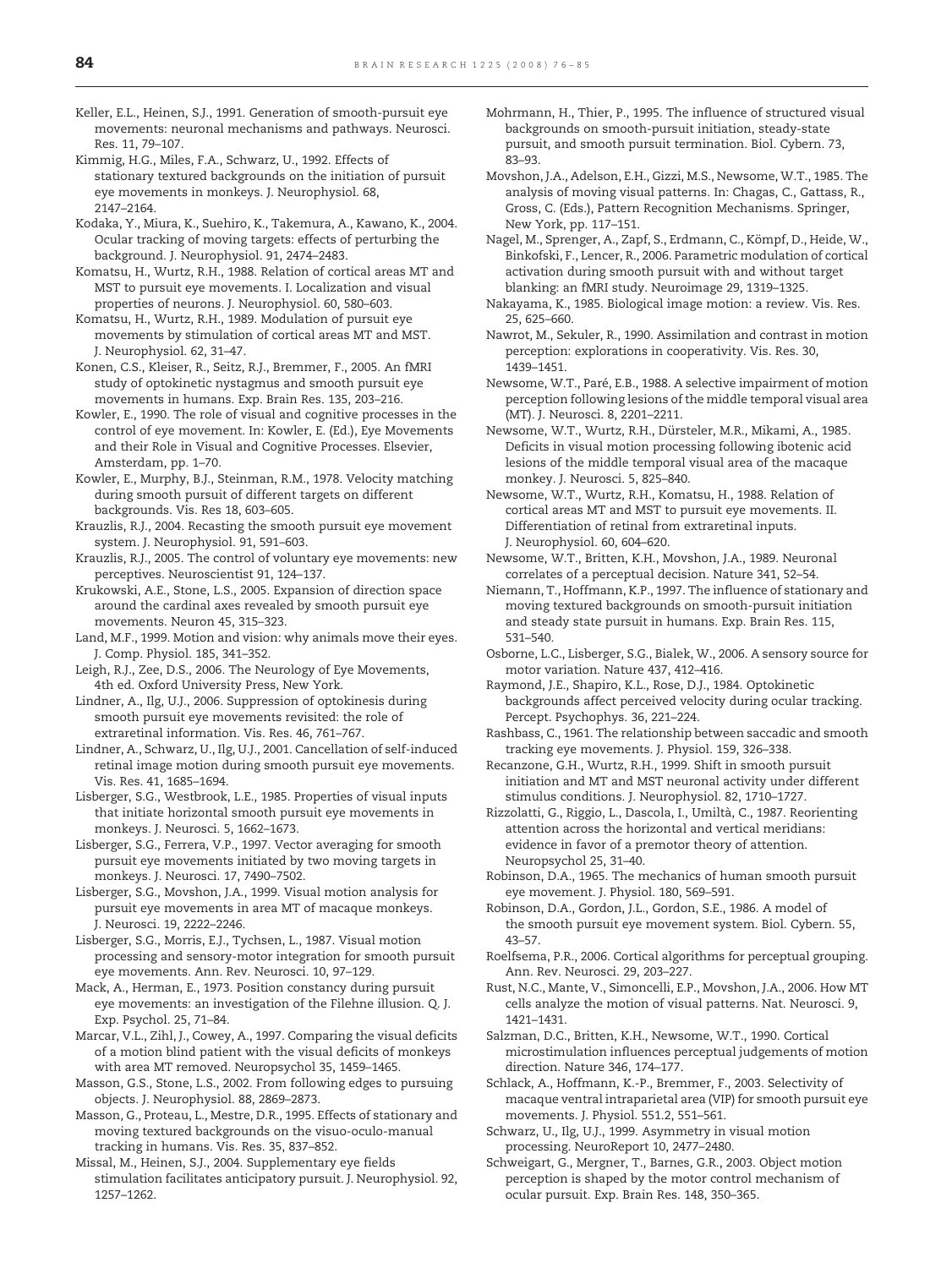Keller, E.L., Heinen, S.J., 1991. Generation of smooth-pursuit eye movements: neuronal mechanisms and pathways. Neurosci. Res. 11, 79–107.

Kimmig, H.G., Miles, F.A., Schwarz, U., 1992. Effects of stationary textured backgrounds on the initiation of pursuit eye movements in monkeys. J. Neurophysiol. 68, 2147–2164.

Kodaka, Y., Miura, K., Suehiro, K., Takemura, A., Kawano, K., 2004. Ocular tracking of moving targets: effects of perturbing the background. J. Neurophysiol. 91, 2474–2483.

Komatsu, H., Wurtz, R.H., 1988. Relation of cortical areas MT and MST to pursuit eye movements. I. Localization and visual properties of neurons. J. Neurophysiol. 60, 580–603.

Komatsu, H., Wurtz, R.H., 1989. Modulation of pursuit eye movements by stimulation of cortical areas MT and MST. J. Neurophysiol. 62, 31–47.

Konen, C.S., Kleiser, R., Seitz, R.J., Bremmer, F., 2005. An fMRI study of optokinetic nystagmus and smooth pursuit eye movements in humans. Exp. Brain Res. 135, 203–216.

Kowler, E., 1990. The role of visual and cognitive processes in the control of eye movement. In: Kowler, E. (Ed.), Eye Movements and their Role in Visual and Cognitive Processes. Elsevier, Amsterdam, pp. 1–70.

Kowler, E., Murphy, B.J., Steinman, R.M., 1978. Velocity matching during smooth pursuit of different targets on different backgrounds. Vis. Res 18, 603–605.

Krauzlis, R.J., 2004. Recasting the smooth pursuit eye movement system. J. Neurophysiol. 91, 591–603.

Krauzlis, R.J., 2005. The control of voluntary eye movements: new perceptives. Neuroscientist 91, 124–137.

Krukowski, A.E., Stone, L.S., 2005. Expansion of direction space around the cardinal axes revealed by smooth pursuit eye movements. Neuron 45, 315–323.

Land, M.F., 1999. Motion and vision: why animals move their eyes. J. Comp. Physiol. 185, 341–352.

Leigh, R.J., Zee, D.S., 2006. The Neurology of Eye Movements, 4th ed. Oxford University Press, New York.

Lindner, A., Ilg, U.J., 2006. Suppression of optokinesis during smooth pursuit eye movements revisited: the role of extraretinal information. Vis. Res. 46, 761–767.

Lindner, A., Schwarz, U., Ilg, U.J., 2001. Cancellation of self-induced retinal image motion during smooth pursuit eye movements. Vis. Res. 41, 1685–1694.

Lisberger, S.G., Westbrook, L.E., 1985. Properties of visual inputs that initiate horizontal smooth pursuit eye movements in monkeys. J. Neurosci. 5, 1662–1673.

Lisberger, S.G., Ferrera, V.P., 1997. Vector averaging for smooth pursuit eye movements initiated by two moving targets in monkeys. J. Neurosci. 17, 7490–7502.

Lisberger, S.G., Movshon, J.A., 1999. Visual motion analysis for pursuit eye movements in area MT of macaque monkeys. J. Neurosci. 19, 2222–2246.

Lisberger, S.G., Morris, E.J., Tychsen, L., 1987. Visual motion processing and sensory-motor integration for smooth pursuit eye movements. Ann. Rev. Neurosci. 10, 97–129.

Mack, A., Herman, E., 1973. Position constancy during pursuit eye movements: an investigation of the Filehne illusion. Q. J. Exp. Psychol. 25, 71–84.

Marcar, V.L., Zihl, J., Cowey, A., 1997. Comparing the visual deficits of a motion blind patient with the visual deficits of monkeys with area MT removed. Neuropsychol 35, 1459–1465.

Masson, G.S., Stone, L.S., 2002. From following edges to pursuing objects. J. Neurophysiol. 88, 2869–2873.

Masson, G., Proteau, L., Mestre, D.R., 1995. Effects of stationary and moving textured backgrounds on the visuo-oculo-manual tracking in humans. Vis. Res. 35, 837–852.

Missal, M., Heinen, S.J., 2004. Supplementary eye fields stimulation facilitates anticipatory pursuit. J. Neurophysiol. 92, 1257–1262.

Mohrmann, H., Thier, P., 1995. The influence of structured visual backgrounds on smooth-pursuit initiation, steady-state pursuit, and smooth pursuit termination. Biol. Cybern. 73, 83–93.

Movshon, J.A., Adelson, E.H., Gizzi, M.S., Newsome, W.T., 1985. The analysis of moving visual patterns. In: Chagas, C., Gattass, R., Gross, C. (Eds.), Pattern Recognition Mechanisms. Springer, New York, pp. 117–151.

Nagel, M., Sprenger, A., Zapf, S., Erdmann, C., Kömpf, D., Heide, W., Binkofski, F., Lencer, R., 2006. Parametric modulation of cortical activation during smooth pursuit with and without target blanking: an fMRI study. Neuroimage 29, 1319–1325.

Nakayama, K., 1985. Biological image motion: a review. Vis. Res. 25, 625–660.

Nawrot, M., Sekuler, R., 1990. Assimilation and contrast in motion perception: explorations in cooperativity. Vis. Res. 30, 1439–1451.

Newsome, W.T., Paré, E.B., 1988. A selective impairment of motion perception following lesions of the middle temporal visual area (MT). J. Neurosci. 8, 2201–2211.

Newsome, W.T., Wurtz, R.H., Dürsteler, M.R., Mikami, A., 1985. Deficits in visual motion processing following ibotenic acid lesions of the middle temporal visual area of the macaque monkey. J. Neurosci. 5, 825–840.

Newsome, W.T., Wurtz, R.H., Komatsu, H., 1988. Relation of cortical areas MT and MST to pursuit eye movements. II. Differentiation of retinal from extraretinal inputs. J. Neurophysiol. 60, 604–620.

Newsome, W.T., Britten, K.H., Movshon, J.A., 1989. Neuronal correlates of a perceptual decision. Nature 341, 52–54.

Niemann, T., Hoffmann, K.P., 1997. The influence of stationary and moving textured backgrounds on smooth-pursuit initiation and steady state pursuit in humans. Exp. Brain Res. 115, 531–540.

Osborne, L.C., Lisberger, S.G., Bialek, W., 2006. A sensory source for motor variation. Nature 437, 412–416.

Raymond, J.E., Shapiro, K.L., Rose, D.J., 1984. Optokinetic backgrounds affect perceived velocity during ocular tracking. Percept. Psychophys. 36, 221–224.

Rashbass, C., 1961. The relationship between saccadic and smooth tracking eye movements. J. Physiol. 159, 326–338.

Recanzone, G.H., Wurtz, R.H., 1999. Shift in smooth pursuit initiation and MT and MST neuronal activity under different stimulus conditions. J. Neurophysiol. 82, 1710–1727.

Rizzolatti, G., Riggio, L., Dascola, I., Umiltà, C., 1987. Reorienting attention across the horizontal and vertical meridians: evidence in favor of a premotor theory of attention. Neuropsychol 25, 31–40.

Robinson, D.A., 1965. The mechanics of human smooth pursuit eye movement. J. Physiol. 180, 569–591.

Robinson, D.A., Gordon, J.L., Gordon, S.E., 1986. A model of the smooth pursuit eye movement system. Biol. Cybern. 55, 43–57.

Roelfsema, P.R., 2006. Cortical algorithms for perceptual grouping. Ann. Rev. Neurosci. 29, 203–227.

Rust, N.C., Mante, V., Simoncelli, E.P., Movshon, J.A., 2006. How MT cells analyze the motion of visual patterns. Nat. Neurosci. 9, 1421–1431.

Salzman, D.C., Britten, K.H., Newsome, W.T., 1990. Cortical microstimulation influences perceptual judgements of motion direction. Nature 346, 174–177.

Schlack, A., Hoffmann, K.-P., Bremmer, F., 2003. Selectivity of macaque ventral intraparietal area (VIP) for smooth pursuit eye movements. J. Physiol. 551.2, 551–561.

Schwarz, U., Ilg, U.J., 1999. Asymmetry in visual motion processing. NeuroReport 10, 2477–2480.

Schweigart, G., Mergner, T., Barnes, G.R., 2003. Object motion perception is shaped by the motor control mechanism of ocular pursuit. Exp. Brain Res. 148, 350–365.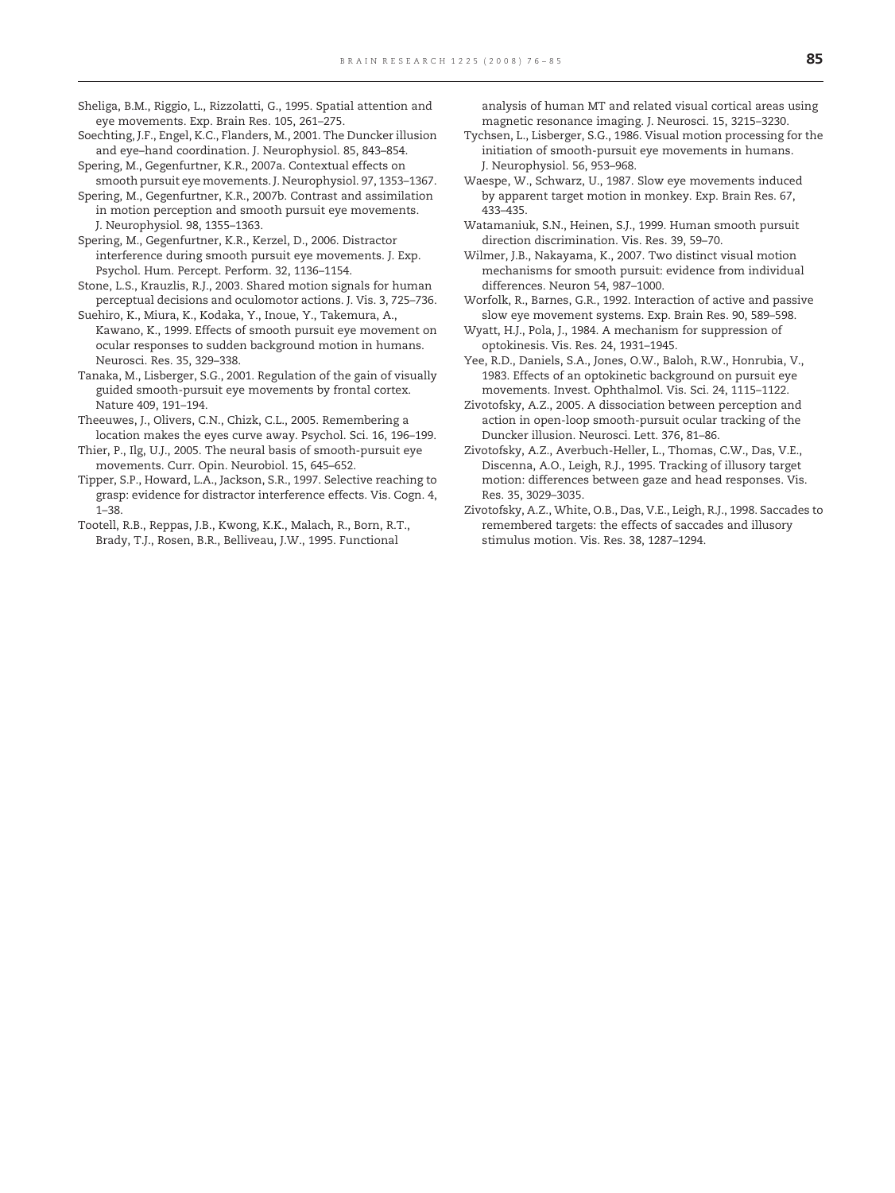Sheliga, B.M., Riggio, L., Rizzolatti, G., 1995. Spatial attention and eye movements. Exp. Brain Res. 105, 261–275.

Soechting, J.F., Engel, K.C., Flanders, M., 2001. The Duncker illusion and eye–hand coordination. J. Neurophysiol. 85, 843–854.

Spering, M., Gegenfurtner, K.R., 2007a. Contextual effects on smooth pursuit eye movements. J. Neurophysiol. 97, 1353–1367.

Spering, M., Gegenfurtner, K.R., 2007b. Contrast and assimilation in motion perception and smooth pursuit eye movements. J. Neurophysiol. 98, 1355–1363.

Spering, M., Gegenfurtner, K.R., Kerzel, D., 2006. Distractor interference during smooth pursuit eye movements. J. Exp. Psychol. Hum. Percept. Perform. 32, 1136–1154.

Stone, L.S., Krauzlis, R.J., 2003. Shared motion signals for human perceptual decisions and oculomotor actions. J. Vis. 3, 725–736.

Suehiro, K., Miura, K., Kodaka, Y., Inoue, Y., Takemura, A., Kawano, K., 1999. Effects of smooth pursuit eye movement on ocular responses to sudden background motion in humans. Neurosci. Res. 35, 329–338.

Tanaka, M., Lisberger, S.G., 2001. Regulation of the gain of visually guided smooth-pursuit eye movements by frontal cortex. Nature 409, 191–194.

Theeuwes, J., Olivers, C.N., Chizk, C.L., 2005. Remembering a location makes the eyes curve away. Psychol. Sci. 16, 196–199.

Thier, P., Ilg, U.J., 2005. The neural basis of smooth-pursuit eye movements. Curr. Opin. Neurobiol. 15, 645–652.

Tipper, S.P., Howard, L.A., Jackson, S.R., 1997. Selective reaching to grasp: evidence for distractor interference effects. Vis. Cogn. 4, 1–38.

Tootell, R.B., Reppas, J.B., Kwong, K.K., Malach, R., Born, R.T., Brady, T.J., Rosen, B.R., Belliveau, J.W., 1995. Functional analysis of human MT and related visual cortical areas using magnetic resonance imaging. J. Neurosci. 15, 3215–3230.

Tychsen, L., Lisberger, S.G., 1986. Visual motion processing for the initiation of smooth-pursuit eye movements in humans. J. Neurophysiol. 56, 953–968.

Waespe, W., Schwarz, U., 1987. Slow eye movements induced by apparent target motion in monkey. Exp. Brain Res. 67, 433–435.

Watamaniuk, S.N., Heinen, S.J., 1999. Human smooth pursuit direction discrimination. Vis. Res. 39, 59–70.

Wilmer, J.B., Nakayama, K., 2007. Two distinct visual motion mechanisms for smooth pursuit: evidence from individual differences. Neuron 54, 987–1000.

Worfolk, R., Barnes, G.R., 1992. Interaction of active and passive slow eye movement systems. Exp. Brain Res. 90, 589–598.

Wyatt, H.J., Pola, J., 1984. A mechanism for suppression of optokinesis. Vis. Res. 24, 1931–1945.

Yee, R.D., Daniels, S.A., Jones, O.W., Baloh, R.W., Honrubia, V., 1983. Effects of an optokinetic background on pursuit eye movements. Invest. Ophthalmol. Vis. Sci. 24, 1115–1122.

Zivotofsky, A.Z., 2005. A dissociation between perception and action in open-loop smooth-pursuit ocular tracking of the Duncker illusion. Neurosci. Lett. 376, 81–86.

Zivotofsky, A.Z., Averbuch-Heller, L., Thomas, C.W., Das, V.E., Discenna, A.O., Leigh, R.J., 1995. Tracking of illusory target motion: differences between gaze and head responses. Vis. Res. 35, 3029–3035.

Zivotofsky, A.Z., White, O.B., Das, V.E., Leigh, R.J., 1998. Saccades to remembered targets: the effects of saccades and illusory stimulus motion. Vis. Res. 38, 1287–1294.